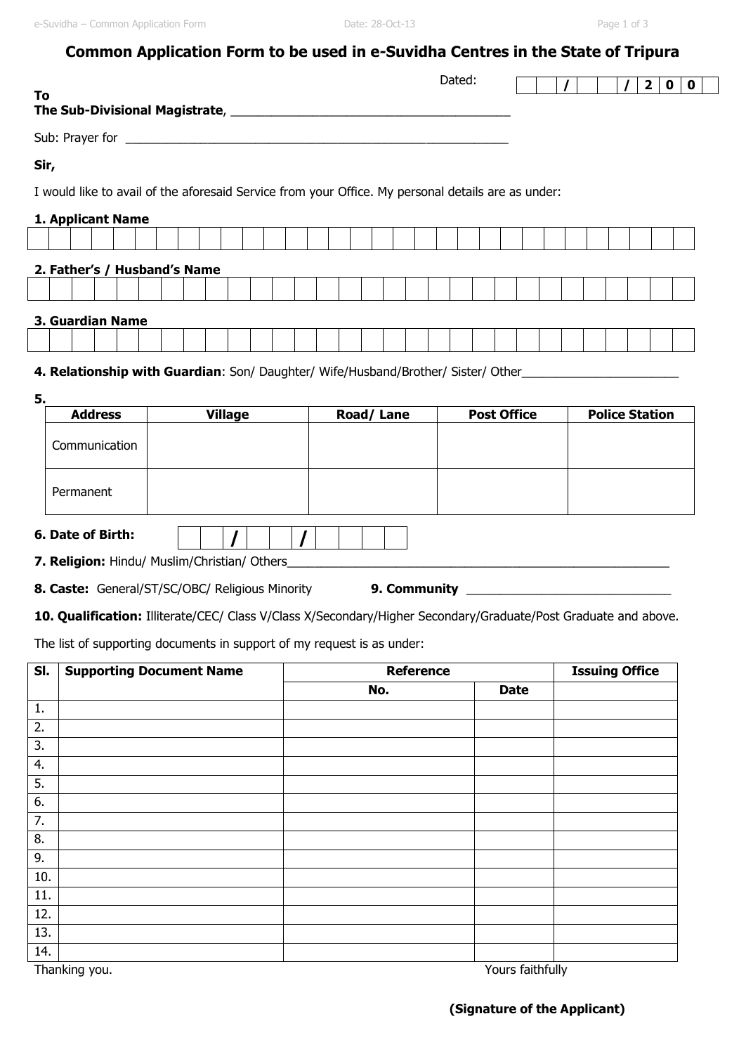# Common Application Form to be used in e-Suvidha Centres in the State of Tripura

Dated: | | / | | / 2 0 0 |

**To**
**The Sub-Divisional Magistrate**, ________________________________________

Sub: Prayer for ________________________________________________________

**Sir,**

I would like to avail of the aforesaid Service from your Office. My personal details are as under:

**1. Applicant Name**

**2. Father's / Husband's Name**

**3. Guardian Name**

**4. Relationship with Guardian**: Son/ Daughter/ Wife/Husband/Brother/ Sister/ Other_______________________

**5.**

| Address | Village | Road/ Lane | Post Office | Police Station |
|---|---|---|---|---|
| Communication | | | | |
| Permanent | | | | |

**6. Date of Birth:** | | / | | / | | | |

**7. Religion:** Hindu/ Muslim/Christian/ Others________________________________________________________

**8. Caste:** General/ST/SC/OBC/ Religious Minority **9. Community** ______________________________

**10. Qualification:** Illiterate/CEC/ Class V/Class X/Secondary/Higher Secondary/Graduate/Post Graduate and above.

The list of supporting documents in support of my request is as under:

| Sl. | Supporting Document Name | Reference | | Issuing Office |
|---|---|---|---|---|
| | | No. | Date | |
| 1. | | | | |
| 2. | | | | |
| 3. | | | | |
| 4. | | | | |
| 5. | | | | |
| 6. | | | | |
| 7. | | | | |
| 8. | | | | |
| 9. | | | | |
| 10. | | | | |
| 11. | | | | |
| 12. | | | | |
| 13. | | | | |
| 14. | | | | |

Thanking you.

Yours faithfully

**(Signature of the Applicant)**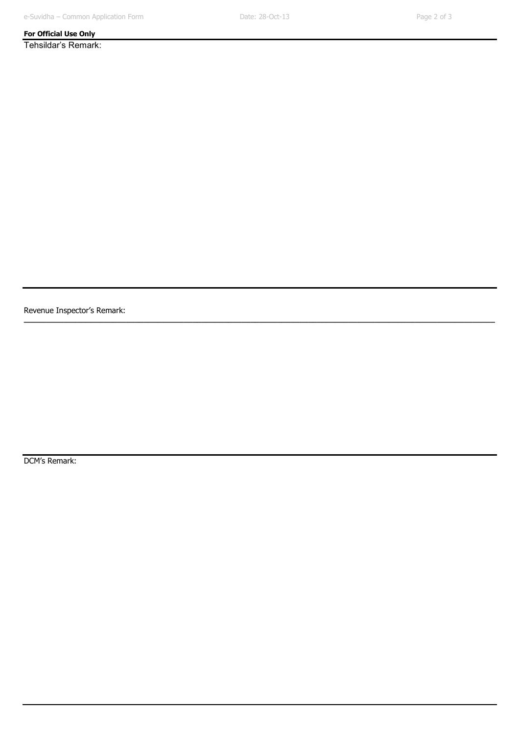**For Official Use Only**

Tehsildar's Remark:

---

Revenue Inspector's Remark:

---

DCM's Remark:

---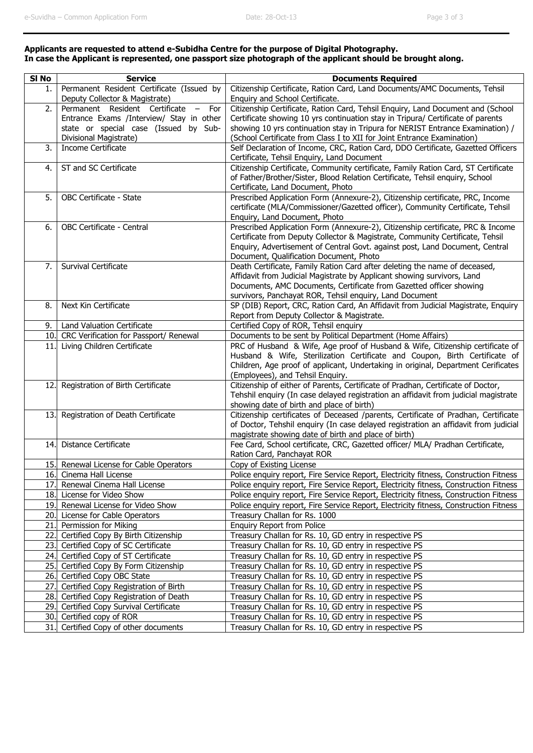**Applicants are requested to attend e-Subidha Centre for the purpose of Digital Photography.**
**In case the Applicant is represented, one passport size photograph of the applicant should be brought along.**

| Sl No | Service | Documents Required |
|---|---|---|
| 1. | Permanent Resident Certificate (Issued by Deputy Collector & Magistrate) | Citizenship Certificate, Ration Card, Land Documents/AMC Documents, Tehsil Enquiry and School Certificate. |
| 2. | Permanent Resident Certificate – For Entrance Exams /Interview/ Stay in other state or special case (Issued by Sub-Divisional Magistrate) | Citizenship Certificate, Ration Card, Tehsil Enquiry, Land Document and (School Certificate showing 10 yrs continuation stay in Tripura/ Certificate of parents showing 10 yrs continuation stay in Tripura for NERIST Entrance Examination) / (School Certificate from Class I to XII for Joint Entrance Examination) |
| 3. | Income Certificate | Self Declaration of Income, CRC, Ration Card, DDO Certificate, Gazetted Officers Certificate, Tehsil Enquiry, Land Document |
| 4. | ST and SC Certificate | Citizenship Certificate, Community certificate, Family Ration Card, ST Certificate of Father/Brother/Sister, Blood Relation Certificate, Tehsil enquiry, School Certificate, Land Document, Photo |
| 5. | OBC Certificate - State | Prescribed Application Form (Annexure-2), Citizenship certificate, PRC, Income certificate (MLA/Commissioner/Gazetted officer), Community Certificate, Tehsil Enquiry, Land Document, Photo |
| 6. | OBC Certificate - Central | Prescribed Application Form (Annexure-2), Citizenship certificate, PRC & Income Certificate from Deputy Collector & Magistrate, Community Certificate, Tehsil Enquiry, Advertisement of Central Govt. against post, Land Document, Central Document, Qualification Document, Photo |
| 7. | Survival Certificate | Death Certificate, Family Ration Card after deleting the name of deceased, Affidavit from Judicial Magistrate by Applicant showing survivors, Land Documents, AMC Documents, Certificate from Gazetted officer showing survivors, Panchayat ROR, Tehsil enquiry, Land Document |
| 8. | Next Kin Certificate | SP (DIB) Report, CRC, Ration Card, An Affidavit from Judicial Magistrate, Enquiry Report from Deputy Collector & Magistrate. |
| 9. | Land Valuation Certificate | Certified Copy of ROR, Tehsil enquiry |
| 10. | CRC Verification for Passport/ Renewal | Documents to be sent by Political Department (Home Affairs) |
| 11. | Living Children Certificate | PRC of Husband & Wife, Age proof of Husband & Wife, Citizenship certificate of Husband & Wife, Sterilization Certificate and Coupon, Birth Certificate of Children, Age proof of applicant, Undertaking in original, Department Cerificates (Employees), and Tehsil Enquiry. |
| 12. | Registration of Birth Certificate | Citizenship of either of Parents, Certificate of Pradhan, Certificate of Doctor, Tehshil enquiry (In case delayed registration an affidavit from judicial magistrate showing date of birth and place of birth) |
| 13. | Registration of Death Certificate | Citizenship certificates of Deceased /parents, Certificate of Pradhan, Certificate of Doctor, Tehshil enquiry (In case delayed registration an affidavit from judicial magistrate showing date of birth and place of birth) |
| 14. | Distance Certificate | Fee Card, School certificate, CRC, Gazetted officer/ MLA/ Pradhan Certificate, Ration Card, Panchayat ROR |
| 15. | Renewal License for Cable Operators | Copy of Existing License |
| 16. | Cinema Hall License | Police enquiry report, Fire Service Report, Electricity fitness, Construction Fitness |
| 17. | Renewal Cinema Hall License | Police enquiry report, Fire Service Report, Electricity fitness, Construction Fitness |
| 18. | License for Video Show | Police enquiry report, Fire Service Report, Electricity fitness, Construction Fitness |
| 19. | Renewal License for Video Show | Police enquiry report, Fire Service Report, Electricity fitness, Construction Fitness |
| 20. | License for Cable Operators | Treasury Challan for Rs. 1000 |
| 21. | Permission for Miking | Enquiry Report from Police |
| 22. | Certified Copy By Birth Citizenship | Treasury Challan for Rs. 10, GD entry in respective PS |
| 23. | Certified Copy of SC Certificate | Treasury Challan for Rs. 10, GD entry in respective PS |
| 24. | Certified Copy of ST Certificate | Treasury Challan for Rs. 10, GD entry in respective PS |
| 25. | Certified Copy By Form Citizenship | Treasury Challan for Rs. 10, GD entry in respective PS |
| 26. | Certified Copy OBC State | Treasury Challan for Rs. 10, GD entry in respective PS |
| 27. | Certified Copy Registration of Birth | Treasury Challan for Rs. 10, GD entry in respective PS |
| 28. | Certified Copy Registration of Death | Treasury Challan for Rs. 10, GD entry in respective PS |
| 29. | Certified Copy Survival Certificate | Treasury Challan for Rs. 10, GD entry in respective PS |
| 30. | Certified copy of ROR | Treasury Challan for Rs. 10, GD entry in respective PS |
| 31. | Certified Copy of other documents | Treasury Challan for Rs. 10, GD entry in respective PS |